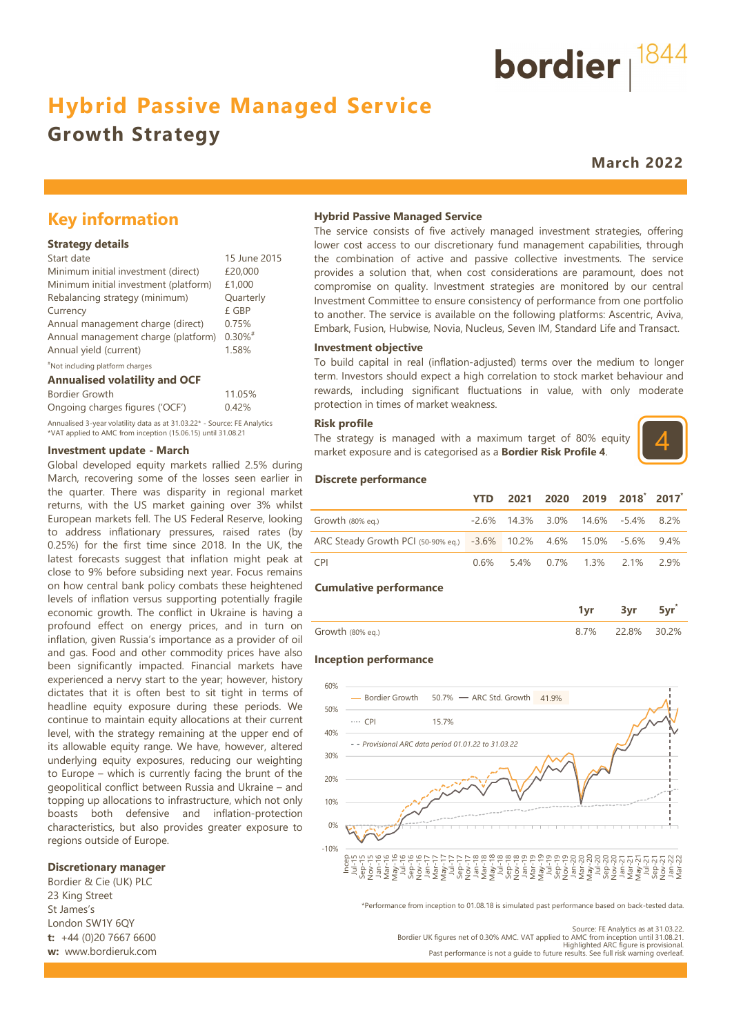bordier 1844

# Hybrid Passive Managed Service

## Growth Strategy

**March 2022**

## Key information

### Strategy details

| | |
|---|---|
| Start date | 15 June 2015 |
| Minimum initial investment (direct) | £20,000 |
| Minimum initial investment (platform) | £1,000 |
| Rebalancing strategy (minimum) | Quarterly |
| Currency | £ GBP |
| Annual management charge (direct) | 0.75% |
| Annual management charge (platform) | 0.30%# |
| Annual yield (current) | 1.58% |

#Not including platform charges

### Annualised volatility and OCF

| | |
|---|---|
| Bordier Growth | 11.05% |
| Ongoing charges figures ('OCF') | 0.42% |

Annualised 3-year volatility data as at 31.03.22* - Source: FE Analytics
*VAT applied to AMC from inception (15.06.15) until 31.08.21

### Investment update - March

Global developed equity markets rallied 2.5% during March, recovering some of the losses seen earlier in the quarter. There was disparity in regional market returns, with the US market gaining over 3% whilst European markets fell. The US Federal Reserve, looking to address inflationary pressures, raised rates (by 0.25%) for the first time since 2018. In the UK, the latest forecasts suggest that inflation might peak at close to 9% before subsiding next year. Focus remains on how central bank policy combats these heightened levels of inflation versus supporting potentially fragile economic growth. The conflict in Ukraine is having a profound effect on energy prices, and in turn on inflation, given Russia's importance as a provider of oil and gas. Food and other commodity prices have also been significantly impacted. Financial markets have experienced a nervy start to the year; however, history dictates that it is often best to sit tight in terms of headline equity exposure during these periods. We continue to maintain equity allocations at their current level, with the strategy remaining at the upper end of its allowable equity range. We have, however, altered underlying equity exposures, reducing our weighting to Europe – which is currently facing the brunt of the geopolitical conflict between Russia and Ukraine – and topping up allocations to infrastructure, which not only boasts both defensive and inflation-protection characteristics, but also provides greater exposure to regions outside of Europe.

### Discretionary manager

Bordier & Cie (UK) PLC
23 King Street
St James's
London SW1Y 6QY
**t:** +44 (0)20 7667 6600
**w:** www.bordieruk.com

### Hybrid Passive Managed Service

The service consists of five actively managed investment strategies, offering lower cost access to our discretionary fund management capabilities, through the combination of active and passive collective investments. The service provides a solution that, when cost considerations are paramount, does not compromise on quality. Investment strategies are monitored by our central Investment Committee to ensure consistency of performance from one portfolio to another. The service is available on the following platforms: Ascentric, Aviva, Embark, Fusion, Hubwise, Novia, Nucleus, Seven IM, Standard Life and Transact.

### Investment objective

To build capital in real (inflation-adjusted) terms over the medium to longer term. Investors should expect a high correlation to stock market behaviour and rewards, including significant fluctuations in value, with only moderate protection in times of market weakness.

### Risk profile

The strategy is managed with a maximum target of 80% equity market exposure and is categorised as a **Bordier Risk Profile 4**.

4

### Discrete performance

| | YTD | 2021 | 2020 | 2019 | 2018* | 2017* |
|---|---|---|---|---|---|---|
| Growth (80% eq.) | -2.6% | 14.3% | 3.0% | 14.6% | -5.4% | 8.2% |
| ARC Steady Growth PCI (50-90% eq.) | -3.6% | 10.2% | 4.6% | 15.0% | -5.6% | 9.4% |
| CPI | 0.6% | 5.4% | 0.7% | 1.3% | 2.1% | 2.9% |

### Cumulative performance

| | 1yr | 3yr | 5yr* |
|---|---|---|---|
| Growth (80% eq.) | 8.7% | 22.8% | 30.2% |

### Inception performance

Bordier Growth 50.7% — ARC Std. Growth 41.9% — CPI 15.7%

- - Provisional ARC data period 01.01.22 to 31.03.22

*Performance from inception to 01.08.18 is simulated past performance based on back-tested data.

Source: FE Analytics as at 31.03.22.
Bordier UK figures net of 0.30% AMC. VAT applied to AMC from inception until 31.08.21.
Highlighted ARC figure is provisional.
Past performance is not a guide to future results. See full risk warning overleaf.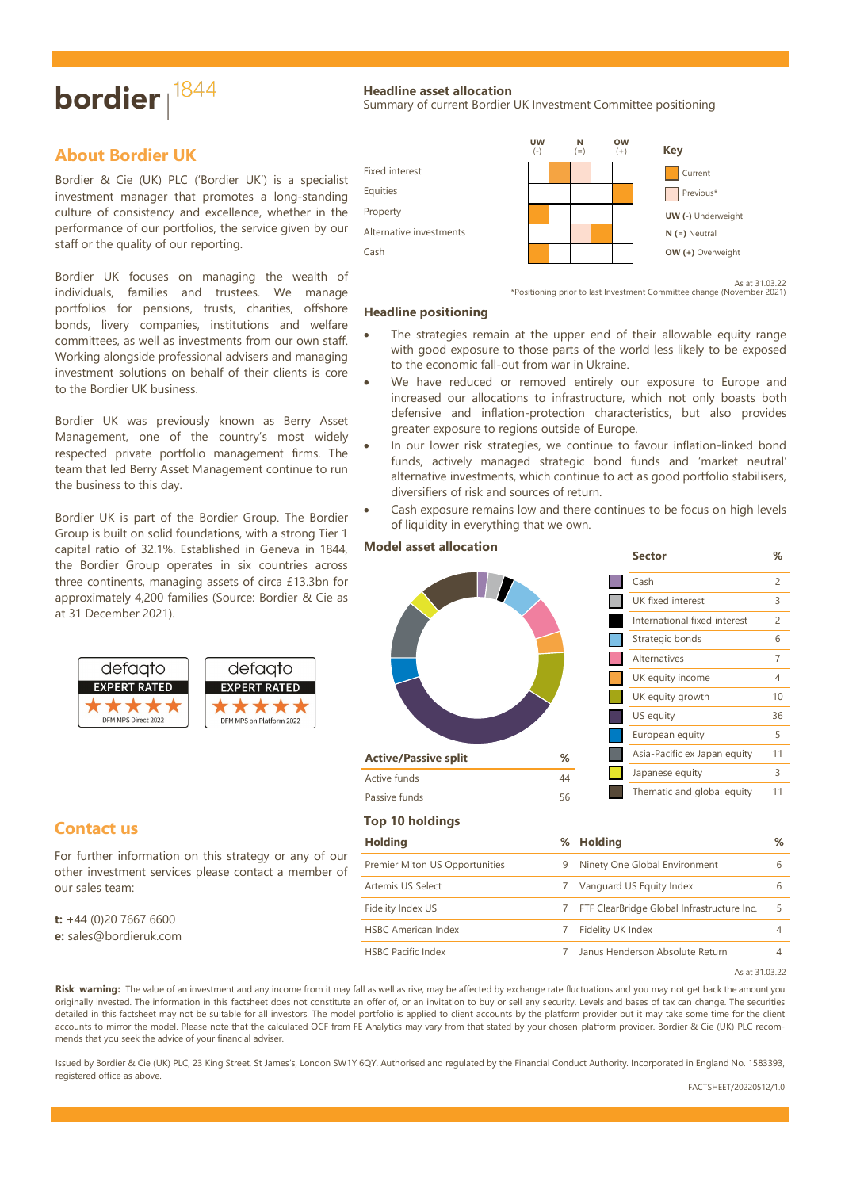# bordier 1844

## About Bordier UK

Bordier & Cie (UK) PLC ('Bordier UK') is a specialist investment manager that promotes a long-standing culture of consistency and excellence, whether in the performance of our portfolios, the service given by our staff or the quality of our reporting.

Bordier UK focuses on managing the wealth of individuals, families and trustees. We manage portfolios for pensions, trusts, charities, offshore bonds, livery companies, institutions and welfare committees, as well as investments from our own staff. Working alongside professional advisers and managing investment solutions on behalf of their clients is core to the Bordier UK business.

Bordier UK was previously known as Berry Asset Management, one of the country's most widely respected private portfolio management firms. The team that led Berry Asset Management continue to run the business to this day.

Bordier UK is part of the Bordier Group. The Bordier Group is built on solid foundations, with a strong Tier 1 capital ratio of 32.1%. Established in Geneva in 1844, the Bordier Group operates in six countries across three continents, managing assets of circa £13.3bn for approximately 4,200 families (Source: Bordier & Cie as at 31 December 2021).

defaqto EXPERT RATED ★★★★★ DFM MPS Direct 2022

defaqto EXPERT RATED ★★★★★ DFM MPS on Platform 2022

## Contact us

For further information on this strategy or any of our other investment services please contact a member of our sales team:

**t:** +44 (0)20 7667 6600
**e:** sales@bordieruk.com

## Headline asset allocation

Summary of current Bordier UK Investment Committee positioning

| | UW (-) | | N (=) | | OW (+) |
|---|---|---|---|---|---|
| Fixed interest | | Current | Previous* | | |
| Equities | | | | | Current |
| Property | Current | | | | |
| Alternative investments | | | Previous* | Current | |
| Cash | Current | | | | |

Key: Current; Previous*; **UW (-)** Underweight; **N (=)** Neutral; **OW (+)** Overweight

As at 31.03.22
*Positioning prior to last Investment Committee change (November 2021)

## Headline positioning

- The strategies remain at the upper end of their allowable equity range with good exposure to those parts of the world less likely to be exposed to the economic fall-out from war in Ukraine.
- We have reduced or removed entirely our exposure to Europe and increased our allocations to infrastructure, which not only boasts both defensive and inflation-protection characteristics, but also provides greater exposure to regions outside of Europe.
- In our lower risk strategies, we continue to favour inflation-linked bond funds, actively managed strategic bond funds and 'market neutral' alternative investments, which continue to act as good portfolio stabilisers, diversifiers of risk and sources of return.
- Cash exposure remains low and there continues to be focus on high levels of liquidity in everything that we own.

## Model asset allocation

| Sector | % |
|---|---|
| Cash | 2 |
| UK fixed interest | 3 |
| International fixed interest | 2 |
| Strategic bonds | 6 |
| Alternatives | 7 |
| UK equity income | 4 |
| UK equity growth | 10 |
| US equity | 36 |
| European equity | 5 |
| Asia-Pacific ex Japan equity | 11 |
| Japanese equity | 3 |
| Thematic and global equity | 11 |

| Active/Passive split | % |
|---|---|
| Active funds | 44 |
| Passive funds | 56 |

## Top 10 holdings

| Holding | % | Holding | % |
|---|---|---|---|
| Premier Miton US Opportunities | 9 | Ninety One Global Environment | 6 |
| Artemis US Select | 7 | Vanguard US Equity Index | 6 |
| Fidelity Index US | 7 | FTF ClearBridge Global Infrastructure Inc. | 5 |
| HSBC American Index | 7 | Fidelity UK Index | 4 |
| HSBC Pacific Index | 7 | Janus Henderson Absolute Return | 4 |

As at 31.03.22

**Risk warning:** The value of an investment and any income from it may fall as well as rise, may be affected by exchange rate fluctuations and you may not get back the amount you originally invested. The information in this factsheet does not constitute an offer of, or an invitation to buy or sell any security. Levels and bases of tax can change. The securities detailed in this factsheet may not be suitable for all investors. The model portfolio is applied to client accounts by the platform provider but it may take some time for the client accounts to mirror the model. Please note that the calculated OCF from FE Analytics may vary from that stated by your chosen platform provider. Bordier & Cie (UK) PLC recommends that you seek the advice of your financial adviser.

Issued by Bordier & Cie (UK) PLC, 23 King Street, St James's, London SW1Y 6QY. Authorised and regulated by the Financial Conduct Authority. Incorporated in England No. 1583393, registered office as above.

FACTSHEET/20220512/1.0